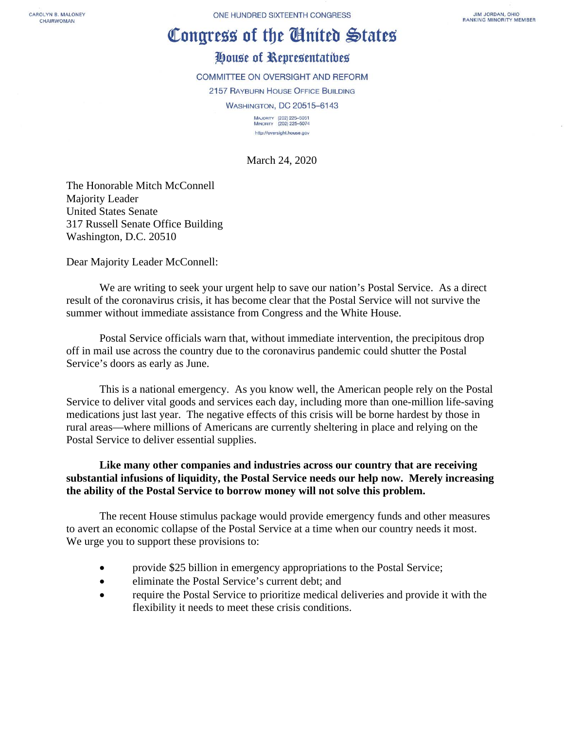CAROLYN B. MALONEY
CHAIRWOMAN

ONE HUNDRED SIXTEENTH CONGRESS

JIM JORDAN, OHIO
RANKING MINORITY MEMBER

# Congress of the United States

## House of Representatives

COMMITTEE ON OVERSIGHT AND REFORM
2157 RAYBURN HOUSE OFFICE BUILDING
WASHINGTON, DC 20515–6143

MAJORITY (202) 225–5051
MINORITY (202) 225–5074
http://oversight.house.gov

March 24, 2020

The Honorable Mitch McConnell
Majority Leader
United States Senate
317 Russell Senate Office Building
Washington, D.C. 20510

Dear Majority Leader McConnell:

We are writing to seek your urgent help to save our nation's Postal Service. As a direct result of the coronavirus crisis, it has become clear that the Postal Service will not survive the summer without immediate assistance from Congress and the White House.

Postal Service officials warn that, without immediate intervention, the precipitous drop off in mail use across the country due to the coronavirus pandemic could shutter the Postal Service's doors as early as June.

This is a national emergency. As you know well, the American people rely on the Postal Service to deliver vital goods and services each day, including more than one-million life-saving medications just last year. The negative effects of this crisis will be borne hardest by those in rural areas—where millions of Americans are currently sheltering in place and relying on the Postal Service to deliver essential supplies.

**Like many other companies and industries across our country that are receiving substantial infusions of liquidity, the Postal Service needs our help now. Merely increasing the ability of the Postal Service to borrow money will not solve this problem.**

The recent House stimulus package would provide emergency funds and other measures to avert an economic collapse of the Postal Service at a time when our country needs it most. We urge you to support these provisions to:

- provide $25 billion in emergency appropriations to the Postal Service;
- eliminate the Postal Service's current debt; and
- require the Postal Service to prioritize medical deliveries and provide it with the flexibility it needs to meet these crisis conditions.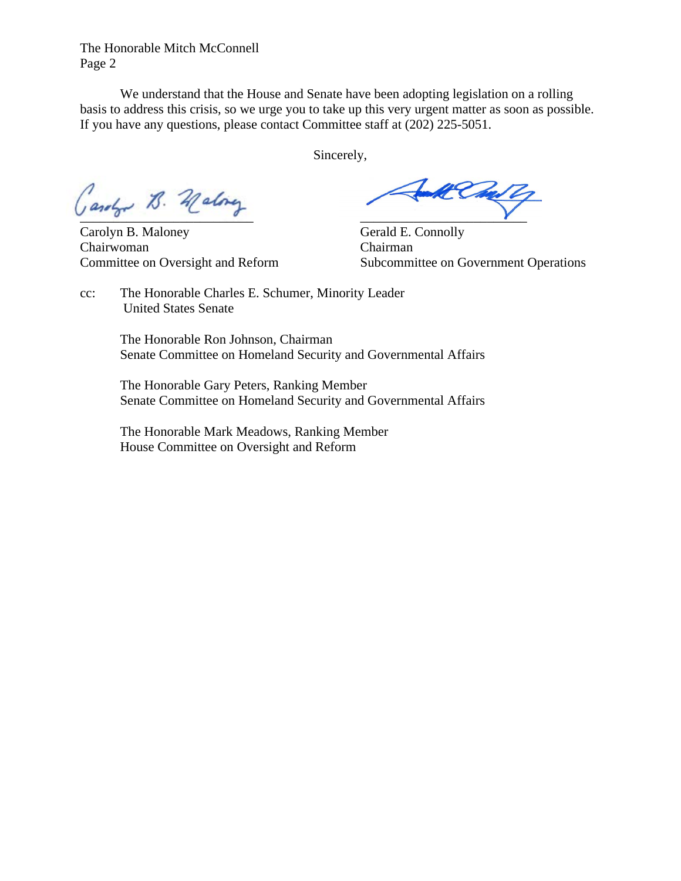The Honorable Mitch McConnell

We understand that the House and Senate have been adopting legislation on a rolling basis to address this crisis, so we urge you to take up this very urgent matter as soon as possible. If you have any questions, please contact Committee staff at (202) 225-5051.

Sincerely,

Carolyn B. Maloney
Chairwoman
Committee on Oversight and Reform

Gerald E. Connolly
Chairman
Subcommittee on Government Operations

cc: The Honorable Charles E. Schumer, Minority Leader
United States Senate

The Honorable Ron Johnson, Chairman
Senate Committee on Homeland Security and Governmental Affairs

The Honorable Gary Peters, Ranking Member
Senate Committee on Homeland Security and Governmental Affairs

The Honorable Mark Meadows, Ranking Member
House Committee on Oversight and Reform